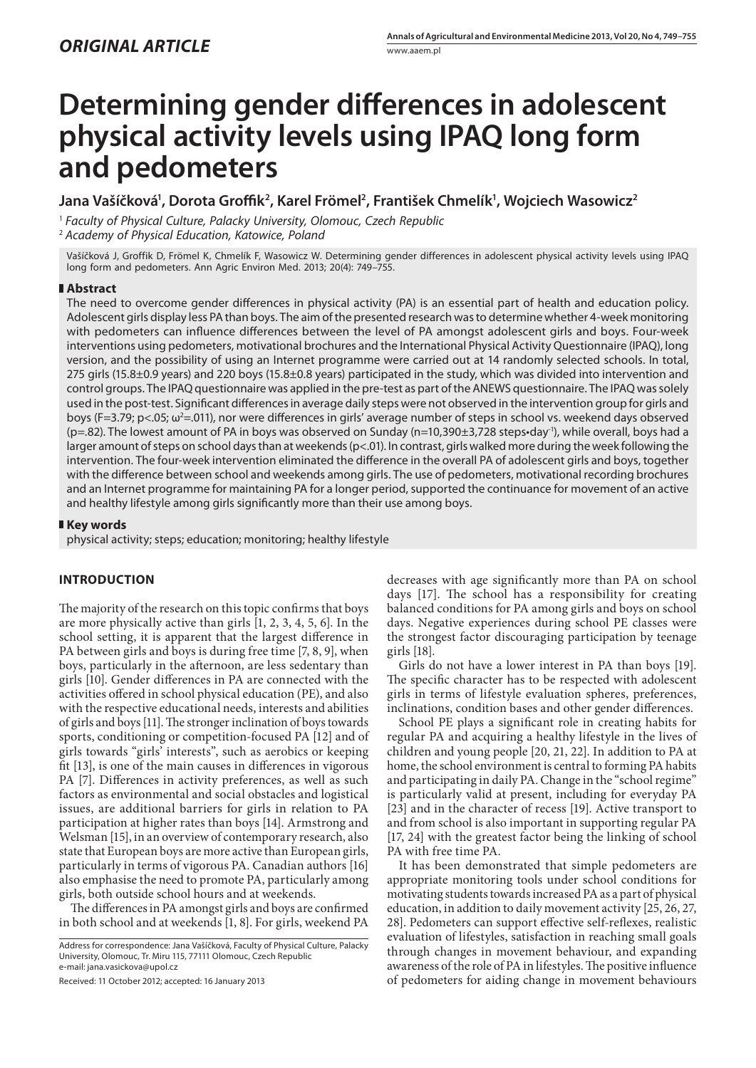## ORIGINAL ARTICLE

# Determining gender differences in adolescent physical activity levels using IPAQ long form and pedometers

**Jana Vašíčková[1], Dorota Groffik[2], Karel Frömel[2], František Chmelík[1], Wojciech Wasowicz[2]**

[1] *Faculty of Physical Culture, Palacky University, Olomouc, Czech Republic*
[2] *Academy of Physical Education, Katowice, Poland*

Vašíčková J, Groffik D, Frömel K, Chmelík F, Wasowicz W. Determining gender differences in adolescent physical activity levels using IPAQ long form and pedometers. Ann Agric Environ Med. 2013; 20(4): 749–755.

## Abstract

The need to overcome gender differences in physical activity (PA) is an essential part of health and education policy. Adolescent girls display less PA than boys. The aim of the presented research was to determine whether 4-week monitoring with pedometers can influence differences between the level of PA amongst adolescent girls and boys. Four-week interventions using pedometers, motivational brochures and the International Physical Activity Questionnaire (IPAQ), long version, and the possibility of using an Internet programme were carried out at 14 randomly selected schools. In total, 275 girls (15.8±0.9 years) and 220 boys (15.8±0.8 years) participated in the study, which was divided into intervention and control groups. The IPAQ questionnaire was applied in the pre-test as part of the ANEWS questionnaire. The IPAQ was solely used in the post-test. Significant differences in average daily steps were not observed in the intervention group for girls and boys ($F=3.79$; $p<.05$; $\omega^2=.011$), nor were differences in girls' average number of steps in school vs. weekend days observed ($p=.82$). The lowest amount of PA in boys was observed on Sunday ($n=10{,}390\pm3{,}728$ steps•day$^{-1}$), while overall, boys had a larger amount of steps on school days than at weekends ($p<.01$). In contrast, girls walked more during the week following the intervention. The four-week intervention eliminated the difference in the overall PA of adolescent girls and boys, together with the difference between school and weekends among girls. The use of pedometers, motivational recording brochures and an Internet programme for maintaining PA for a longer period, supported the continuance for movement of an active and healthy lifestyle among girls significantly more than their use among boys.

## Key words

physical activity; steps; education; monitoring; healthy lifestyle

## INTRODUCTION

The majority of the research on this topic confirms that boys are more physically active than girls [1, 2, 3, 4, 5, 6]. In the school setting, it is apparent that the largest difference in PA between girls and boys is during free time [7, 8, 9], when boys, particularly in the afternoon, are less sedentary than girls [10]. Gender differences in PA are connected with the activities offered in school physical education (PE), and also with the respective educational needs, interests and abilities of girls and boys [11]. The stronger inclination of boys towards sports, conditioning or competition-focused PA [12] and of girls towards "girls' interests", such as aerobics or keeping fit [13], is one of the main causes in differences in vigorous PA [7]. Differences in activity preferences, as well as such factors as environmental and social obstacles and logistical issues, are additional barriers for girls in relation to PA participation at higher rates than boys [14]. Armstrong and Welsman [15], in an overview of contemporary research, also state that European boys are more active than European girls, particularly in terms of vigorous PA. Canadian authors [16] also emphasise the need to promote PA, particularly among girls, both outside school hours and at weekends.

The differences in PA amongst girls and boys are confirmed in both school and at weekends [1, 8]. For girls, weekend PA decreases with age significantly more than PA on school days [17]. The school has a responsibility for creating balanced conditions for PA among girls and boys on school days. Negative experiences during school PE classes were the strongest factor discouraging participation by teenage girls [18].

Girls do not have a lower interest in PA than boys [19]. The specific character has to be respected with adolescent girls in terms of lifestyle evaluation spheres, preferences, inclinations, condition bases and other gender differences.

School PE plays a significant role in creating habits for regular PA and acquiring a healthy lifestyle in the lives of children and young people [20, 21, 22]. In addition to PA at home, the school environment is central to forming PA habits and participating in daily PA. Change in the "school regime" is particularly valid at present, including for everyday PA [23] and in the character of recess [19]. Active transport to and from school is also important in supporting regular PA [17, 24] with the greatest factor being the linking of school PA with free time PA.

It has been demonstrated that simple pedometers are appropriate monitoring tools under school conditions for motivating students towards increased PA as a part of physical education, in addition to daily movement activity [25, 26, 27, 28]. Pedometers can support effective self-reflexes, realistic evaluation of lifestyles, satisfaction in reaching small goals through changes in movement behaviour, and expanding awareness of the role of PA in lifestyles. The positive influence of pedometers for aiding change in movement behaviours

Address for correspondence: Jana Vašíčková, Faculty of Physical Culture, Palacky University, Olomouc, Tr. Miru 115, 77111 Olomouc, Czech Republic
e-mail: jana.vasickova@upol.cz

Received: 11 October 2012; accepted: 16 January 2013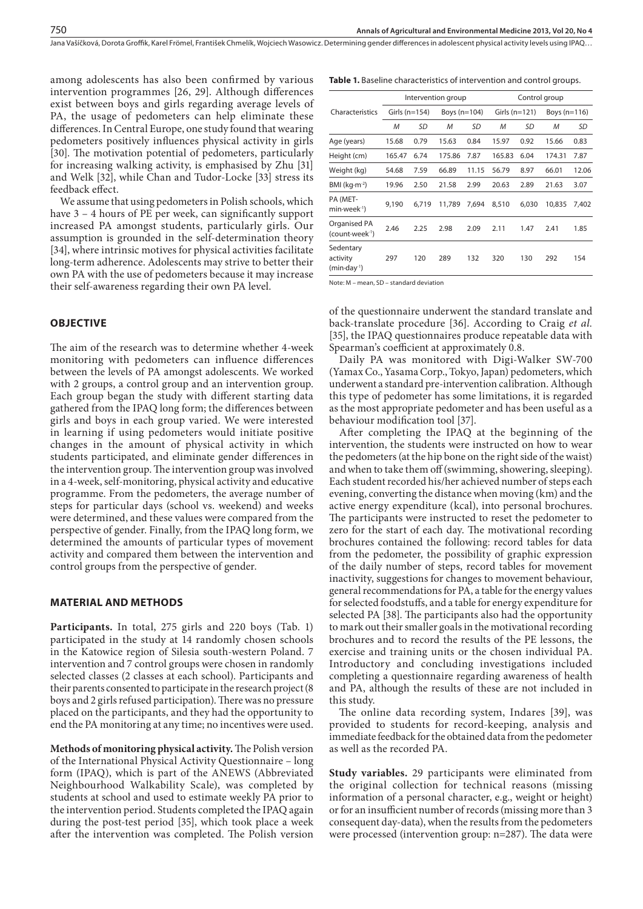among adolescents has also been confirmed by various intervention programmes [26, 29]. Although differences exist between boys and girls regarding average levels of PA, the usage of pedometers can help eliminate these differences. In Central Europe, one study found that wearing pedometers positively influences physical activity in girls [30]. The motivation potential of pedometers, particularly for increasing walking activity, is emphasised by Zhu [31] and Welk [32], while Chan and Tudor-Locke [33] stress its feedback effect.

We assume that using pedometers in Polish schools, which have 3 – 4 hours of PE per week, can significantly support increased PA amongst students, particularly girls. Our assumption is grounded in the self-determination theory [34], where intrinsic motives for physical activities facilitate long-term adherence. Adolescents may strive to better their own PA with the use of pedometers because it may increase their self-awareness regarding their own PA level.

## OBJECTIVE

The aim of the research was to determine whether 4-week monitoring with pedometers can influence differences between the levels of PA amongst adolescents. We worked with 2 groups, a control group and an intervention group. Each group began the study with different starting data gathered from the IPAQ long form; the differences between girls and boys in each group varied. We were interested in learning if using pedometers would initiate positive changes in the amount of physical activity in which students participated, and eliminate gender differences in the intervention group. The intervention group was involved in a 4-week, self-monitoring, physical activity and educative programme. From the pedometers, the average number of steps for particular days (school vs. weekend) and weeks were determined, and these values were compared from the perspective of gender. Finally, from the IPAQ long form, we determined the amounts of particular types of movement activity and compared them between the intervention and control groups from the perspective of gender.

## MATERIAL AND METHODS

**Participants.** In total, 275 girls and 220 boys (Tab. 1) participated in the study at 14 randomly chosen schools in the Katowice region of Silesia south-western Poland. 7 intervention and 7 control groups were chosen in randomly selected classes (2 classes at each school). Participants and their parents consented to participate in the research project (8 boys and 2 girls refused participation). There was no pressure placed on the participants, and they had the opportunity to end the PA monitoring at any time; no incentives were used.

**Methods of monitoring physical activity.** The Polish version of the International Physical Activity Questionnaire – long form (IPAQ), which is part of the ANEWS (Abbreviated Neighbourhood Walkability Scale), was completed by students at school and used to estimate weekly PA prior to the intervention period. Students completed the IPAQ again during the post-test period [35], which took place a week after the intervention was completed. The Polish version

**Table 1.** Baseline characteristics of intervention and control groups.

| Characteristics | Intervention group | | | | Control group | | | |
|---|---|---|---|---|---|---|---|---|
| | Girls (n=154) | | Boys (n=104) | | Girls (n=121) | | Boys (n=116) | |
| | *M* | *SD* | *M* | *SD* | *M* | *SD* | *M* | *SD* |
| Age (years) | 15.68 | 0.79 | 15.63 | 0.84 | 15.97 | 0.92 | 15.66 | 0.83 |
| Height (cm) | 165.47 | 6.74 | 175.86 | 7.87 | 165.83 | 6.04 | 174.31 | 7.87 |
| Weight (kg) | 54.68 | 7.59 | 66.89 | 11.15 | 56.79 | 8.97 | 66.01 | 12.06 |
| BMI (kg·m$^{-2}$) | 19.96 | 2.50 | 21.58 | 2.99 | 20.63 | 2.89 | 21.63 | 3.07 |
| PA (MET-min·week$^{-1}$) | 9,190 | 6,719 | 11,789 | 7,694 | 8,510 | 6,030 | 10,835 | 7,402 |
| Organised PA (count·week$^{-1}$) | 2.46 | 2.25 | 2.98 | 2.09 | 2.11 | 1.47 | 2.41 | 1.85 |
| Sedentary activity (min·day$^{-1}$) | 297 | 120 | 289 | 132 | 320 | 130 | 292 | 154 |

Note: M – mean, SD – standard deviation

of the questionnaire underwent the standard translate and back-translate procedure [36]. According to Craig *et al.* [35], the IPAQ questionnaires produce repeatable data with Spearman's coefficient at approximately 0.8.

Daily PA was monitored with Digi-Walker SW-700 (Yamax Co., Yasama Corp., Tokyo, Japan) pedometers, which underwent a standard pre-intervention calibration. Although this type of pedometer has some limitations, it is regarded as the most appropriate pedometer and has been useful as a behaviour modification tool [37].

After completing the IPAQ at the beginning of the intervention, the students were instructed on how to wear the pedometers (at the hip bone on the right side of the waist) and when to take them off (swimming, showering, sleeping). Each student recorded his/her achieved number of steps each evening, converting the distance when moving (km) and the active energy expenditure (kcal), into personal brochures. The participants were instructed to reset the pedometer to zero for the start of each day. The motivational recording brochures contained the following: record tables for data from the pedometer, the possibility of graphic expression of the daily number of steps, record tables for movement inactivity, suggestions for changes to movement behaviour, general recommendations for PA, a table for the energy values for selected foodstuffs, and a table for energy expenditure for selected PA [38]. The participants also had the opportunity to mark out their smaller goals in the motivational recording brochures and to record the results of the PE lessons, the exercise and training units or the chosen individual PA. Introductory and concluding investigations included completing a questionnaire regarding awareness of health and PA, although the results of these are not included in this study.

The online data recording system, Indares [39], was provided to students for record-keeping, analysis and immediate feedback for the obtained data from the pedometer as well as the recorded PA.

**Study variables.** 29 participants were eliminated from the original collection for technical reasons (missing information of a personal character, e.g., weight or height) or for an insufficient number of records (missing more than 3 consequent day-data), when the results from the pedometers were processed (intervention group: n=287). The data were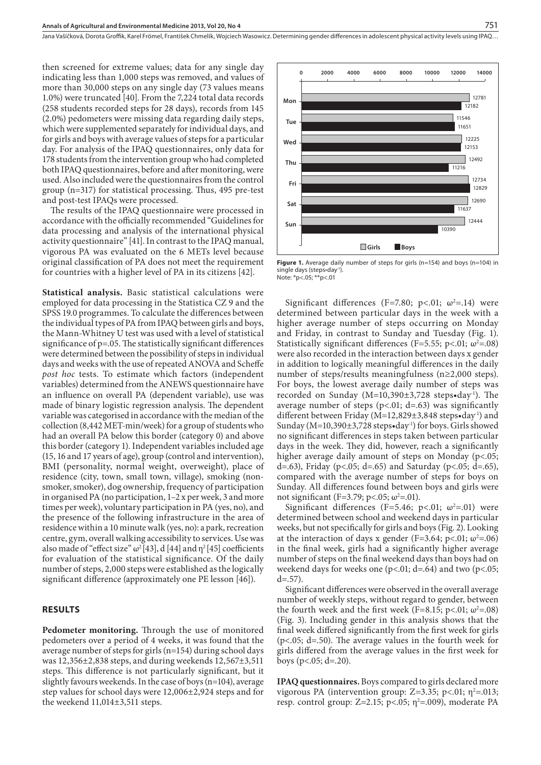then screened for extreme values; data for any single day indicating less than 1,000 steps was removed, and values of more than 30,000 steps on any single day (73 values means 1.0%) were truncated [40]. From the 7,224 total data records (258 students recorded steps for 28 days), records from 145 (2.0%) pedometers were missing data regarding daily steps, which were supplemented separately for individual days, and for girls and boys with average values of steps for a particular day. For analysis of the IPAQ questionnaires, only data for 178 students from the intervention group who had completed both IPAQ questionnaires, before and after monitoring, were used. Also included were the questionnaires from the control group (n=317) for statistical processing. Thus, 495 pre-test and post-test IPAQs were processed.

The results of the IPAQ questionnaire were processed in accordance with the officially recommended "Guidelines for data processing and analysis of the international physical activity questionnaire" [41]. In contrast to the IPAQ manual, vigorous PA was evaluated on the 6 METs level because original classification of PA does not meet the requirement for countries with a higher level of PA in its citizens [42].

**Statistical analysis.** Basic statistical calculations were employed for data processing in the Statistica CZ 9 and the SPSS 19.0 programmes. To calculate the differences between the individual types of PA from IPAQ between girls and boys, the Mann-Whitney U test was used with a level of statistical significance of p=.05. The statistically significant differences were determined between the possibility of steps in individual days and weeks with the use of repeated ANOVA and Scheffe *post hoc* tests. To estimate which factors (independent variables) determined from the ANEWS questionnaire have an influence on overall PA (dependent variable), use was made of binary logistic regression analysis. The dependent variable was categorised in accordance with the median of the collection (8,442 MET-min/week) for a group of students who had an overall PA below this border (category 0) and above this border (category 1). Independent variables included age (15, 16 and 17 years of age), group (control and intervention), BMI (personality, normal weight, overweight), place of residence (city, town, small town, village), smoking (non-smoker, smoker), dog ownership, frequency of participation in organised PA (no participation, 1–2 x per week, 3 and more times per week), voluntary participation in PA (yes, no), and the presence of the following infrastructure in the area of residence within a 10 minute walk (yes, no): a park, recreation centre, gym, overall walking accessibility to services. Use was also made of "effect size" $\omega^2$ [43], d [44] and $\eta^2$ [45] coefficients for evaluation of the statistical significance. Of the daily number of steps, 2,000 steps were established as the logically significant difference (approximately one PE lesson [46]).

## RESULTS

**Pedometer monitoring.** Through the use of monitored pedometers over a period of 4 weeks, it was found that the average number of steps for girls (n=154) during school days was 12,356±2,838 steps, and during weekends 12,567±3,511 steps. This difference is not particularly significant, but it slightly favours weekends. In the case of boys (n=104), average step values for school days were 12,006±2,924 steps and for the weekend 11,014±3,511 steps.

0
2000
4000
6000
8000
10000
12000
14000

Mon 12781 12182
Tue 11546 11651
Wed 12225 12153
Thu 12492 11216
Fri 12734 12829
Sat 12690 11637
Sun 12444 10390

Girls
Boys

**Figure 1.** Average daily number of steps for girls (n=154) and boys (n=104) in single days (steps•day$^{-1}$).
Note: *p<.05; **p<.01

Significant differences (F=7.80; p<.01; $\omega^2$=.14) were determined between particular days in the week with a higher average number of steps occurring on Monday and Friday, in contrast to Sunday and Tuesday (Fig. 1). Statistically significant differences (F=5.55; p<.01; $\omega^2$=.08) were also recorded in the interaction between days x gender in addition to logically meaningful differences in the daily number of steps/results meaningfulness (n≥2,000 steps). For boys, the lowest average daily number of steps was recorded on Sunday (M=10,390±3,728 steps•day$^{-1}$). The average number of steps (p<.01; d=.63) was significantly different between Friday (M=12,829±3,848 steps•day$^{-1}$) and Sunday (M=10,390±3,728 steps•day$^{-1}$) for boys. Girls showed no significant differences in steps taken between particular days in the week. They did, however, reach a significantly higher average daily amount of steps on Monday (p<.05; d=.63), Friday (p<.05; d=.65) and Saturday (p<.05; d=.65), compared with the average number of steps for boys on Sunday. All differences found between boys and girls were not significant (F=3.79; p<.05; $\omega^2$=.01).

Significant differences (F=5.46; p<.01; $\omega^2$=.01) were determined between school and weekend days in particular weeks, but not specifically for girls and boys (Fig. 2). Looking at the interaction of days x gender (F=3.64; p<.01; $\omega^2$=.06) in the final week, girls had a significantly higher average number of steps on the final weekend days than boys had on weekend days for weeks one (p<.01; d=.64) and two (p<.05; d=.57).

Significant differences were observed in the overall average number of weekly steps, without regard to gender, between the fourth week and the first week (F=8.15; p<.01; $\omega^2$=.08) (Fig. 3). Including gender in this analysis shows that the final week differed significantly from the first week for girls (p<.05; d=.50). The average values in the fourth week for girls differed from the average values in the first week for boys (p<.05; d=.20).

**IPAQ questionnaires.** Boys compared to girls declared more vigorous PA (intervention group: Z=3.35; p<.01; $\eta^2$=.013; resp. control group: Z=2.15; p<.05; $\eta^2$=.009), moderate PA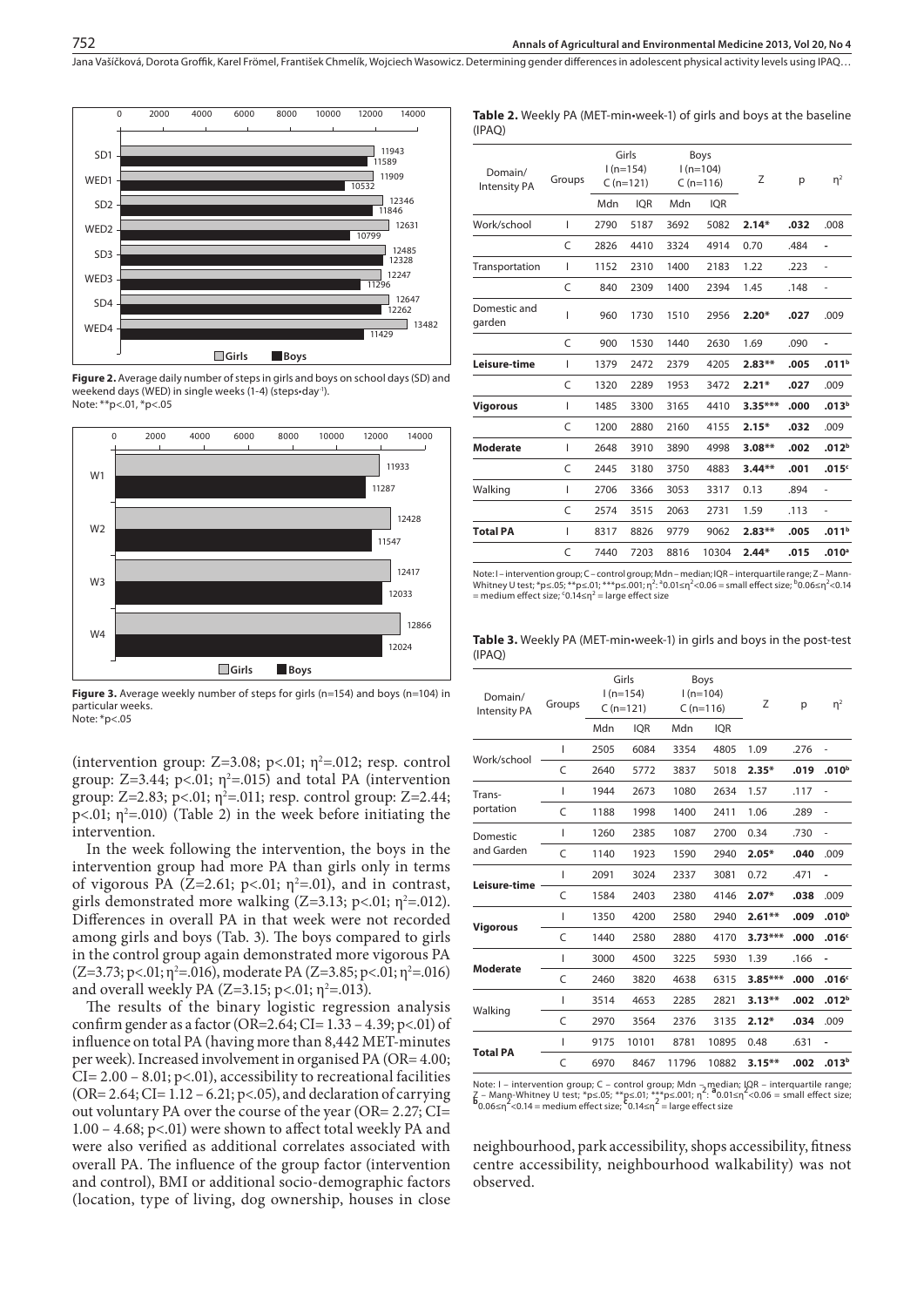0
2000
4000
6000
8000
10000
12000
14000

SD1
11943
11589

WED1
11909
10532

SD2
12346
11846

WED2
12631
10799

SD3
12485
12328

WED3
12247
11296

SD4
12647
12262

WED4
13482
11429

Girls
Boys

**Figure 2.** Average daily number of steps in girls and boys on school days (SD) and weekend days (WED) in single weeks (1-4) (steps•day⁻¹).
Note: **p<.01, *p<.05

0
2000
4000
6000
8000
10000
12000
14000

W1
11933
11287

W2
12428
11547

W3
12417
12033

W4
12866
12024

Girls
Boys

**Figure 3.** Average weekly number of steps for girls (n=154) and boys (n=104) in particular weeks.
Note: *p<.05

(intervention group: Z=3.08; p<.01; $\eta^2$=.012; resp. control group: Z=3.44; p<.01; $\eta^2$=.015) and total PA (intervention group: Z=2.83; p<.01; $\eta^2$=.011; resp. control group: Z=2.44; p<.01; $\eta^2$=.010) (Table 2) in the week before initiating the intervention.

In the week following the intervention, the boys in the intervention group had more PA than girls only in terms of vigorous PA (Z=2.61; p<.01; $\eta^2$=.01), and in contrast, girls demonstrated more walking (Z=3.13; p<.01; $\eta^2$=.012). Differences in overall PA in that week were not recorded among girls and boys (Tab. 3). The boys compared to girls in the control group again demonstrated more vigorous PA (Z=3.73; p<.01; $\eta^2$=.016), moderate PA (Z=3.85; p<.01; $\eta^2$=.016) and overall weekly PA (Z=3.15; p<.01; $\eta^2$=.013).

The results of the binary logistic regression analysis confirm gender as a factor (OR=2.64; CI= 1.33 – 4.39; p<.01) of influence on total PA (having more than 8,442 MET-minutes per week). Increased involvement in organised PA (OR= 4.00; CI= 2.00 – 8.01; p<.01), accessibility to recreational facilities (OR= 2.64; CI= 1.12 – 6.21; p<.05), and declaration of carrying out voluntary PA over the course of the year (OR= 2.27; CI= 1.00 – 4.68; p<.01) were shown to affect total weekly PA and were also verified as additional correlates associated with overall PA. The influence of the group factor (intervention and control), BMI or additional socio-demographic factors (location, type of living, dog ownership, houses in close neighbourhood, park accessibility, shops accessibility, fitness centre accessibility, neighbourhood walkability) was not observed.

**Table 2.** Weekly PA (MET-min•week-1) of girls and boys at the baseline (IPAQ)

| Domain/ Intensity PA | Groups | Girls I (n=154) C (n=121) | | Boys I (n=104) C (n=116) | | Z | p | $\eta^2$ |
|---|---|---|---|---|---|---|---|---|
| | | Mdn | IQR | Mdn | IQR | | | |
| Work/school | I | 2790 | 5187 | 3692 | 5082 | **2.14*** | **.032** | .008 |
| | C | 2826 | 4410 | 3324 | 4914 | 0.70 | .484 | - |
| Transportation | I | 1152 | 2310 | 1400 | 2183 | 1.22 | .223 | - |
| | C | 840 | 2309 | 1400 | 2394 | 1.45 | .148 | - |
| Domestic and garden | I | 960 | 1730 | 1510 | 2956 | **2.20*** | **.027** | .009 |
| | C | 900 | 1530 | 1440 | 2630 | 1.69 | .090 | - |
| **Leisure-time** | I | 1379 | 2472 | 2379 | 4205 | **2.83**** | **.005** | **.011[b]** |
| | C | 1320 | 2289 | 1953 | 3472 | **2.21*** | **.027** | .009 |
| **Vigorous** | I | 1485 | 3300 | 3165 | 4410 | **3.35***** | **.000** | **.013[b]** |
| | C | 1200 | 2880 | 2160 | 4155 | **2.15*** | **.032** | .009 |
| **Moderate** | I | 2648 | 3910 | 3890 | 4998 | **3.08**** | **.002** | **.012[b]** |
| | C | 2445 | 3180 | 3750 | 4883 | **3.44**** | **.001** | **.015[c]** |
| Walking | I | 2706 | 3366 | 3053 | 3317 | 0.13 | .894 | - |
| | C | 2574 | 3515 | 2063 | 2731 | 1.59 | .113 | - |
| **Total PA** | I | 8317 | 8826 | 9779 | 9062 | **2.83**** | **.005** | **.011[b]** |
| | C | 7440 | 7203 | 8816 | 10304 | **2.44*** | **.015** | **.010[a]** |

Note: I – intervention group; C – control group; Mdn – median; IQR – interquartile range; Z – Mann-Whitney U test; *p≤.05; **p≤.01; ***p≤.001; $\eta^2$: [a]$0.01 \le \eta^2 < 0.06$ = small effect size; [b]$0.06 \le \eta^2 < 0.14$ = medium effect size; [c]$0.14 \le \eta^2$ = large effect size

**Table 3.** Weekly PA (MET-min•week-1) in girls and boys in the post-test (IPAQ)

| Domain/ Intensity PA | Groups | Girls I (n=154) C (n=121) | | Boys I (n=104) C (n=116) | | Z | p | $\eta^2$ |
|---|---|---|---|---|---|---|---|---|
| | | Mdn | IQR | Mdn | IQR | | | |
| Work/school | I | 2505 | 6084 | 3354 | 4805 | 1.09 | .276 | - |
| | C | 2640 | 5772 | 3837 | 5018 | **2.35*** | **.019** | **.010[b]** |
| Trans-portation | I | 1944 | 2673 | 1080 | 2634 | 1.57 | .117 | - |
| | C | 1188 | 1998 | 1400 | 2411 | 1.06 | .289 | - |
| Domestic and Garden | I | 1260 | 2385 | 1087 | 2700 | 0.34 | .730 | - |
| | C | 1140 | 1923 | 1590 | 2940 | **2.05*** | **.040** | .009 |
| **Leisure-time** | I | 2091 | 3024 | 2337 | 3081 | 0.72 | .471 | - |
| | C | 1584 | 2403 | 2380 | 4146 | **2.07*** | **.038** | .009 |
| **Vigorous** | I | 1350 | 4200 | 2580 | 2940 | **2.61**** | **.009** | **.010[b]** |
| | C | 1440 | 2580 | 2880 | 4170 | **3.73***** | **.000** | **.016[c]** |
| **Moderate** | I | 3000 | 4500 | 3225 | 5930 | 1.39 | .166 | - |
| | C | 2460 | 3820 | 4638 | 6315 | **3.85***** | **.000** | **.016[c]** |
| Walking | I | 3514 | 4653 | 2285 | 2821 | **3.13**** | **.002** | **.012[b]** |
| | C | 2970 | 3564 | 2376 | 3135 | **2.12*** | **.034** | .009 |
| **Total PA** | I | 9175 | 10101 | 8781 | 10895 | 0.48 | .631 | - |
| | C | 6970 | 8467 | 11796 | 10882 | **3.15**** | **.002** | **.013[b]** |

Note: I – intervention group; C – control group; Mdn – median; IQR – interquartile range; Z – Mann-Whitney U test; *p≤.05; **p≤.01; ***p≤.001; $\eta^2$: [a]$0.01 \le \eta^2 < 0.06$ = small effect size; [b]$0.06 \le \eta^2 < 0.14$ = medium effect size; [c]$0.14 \le \eta^2$ = large effect size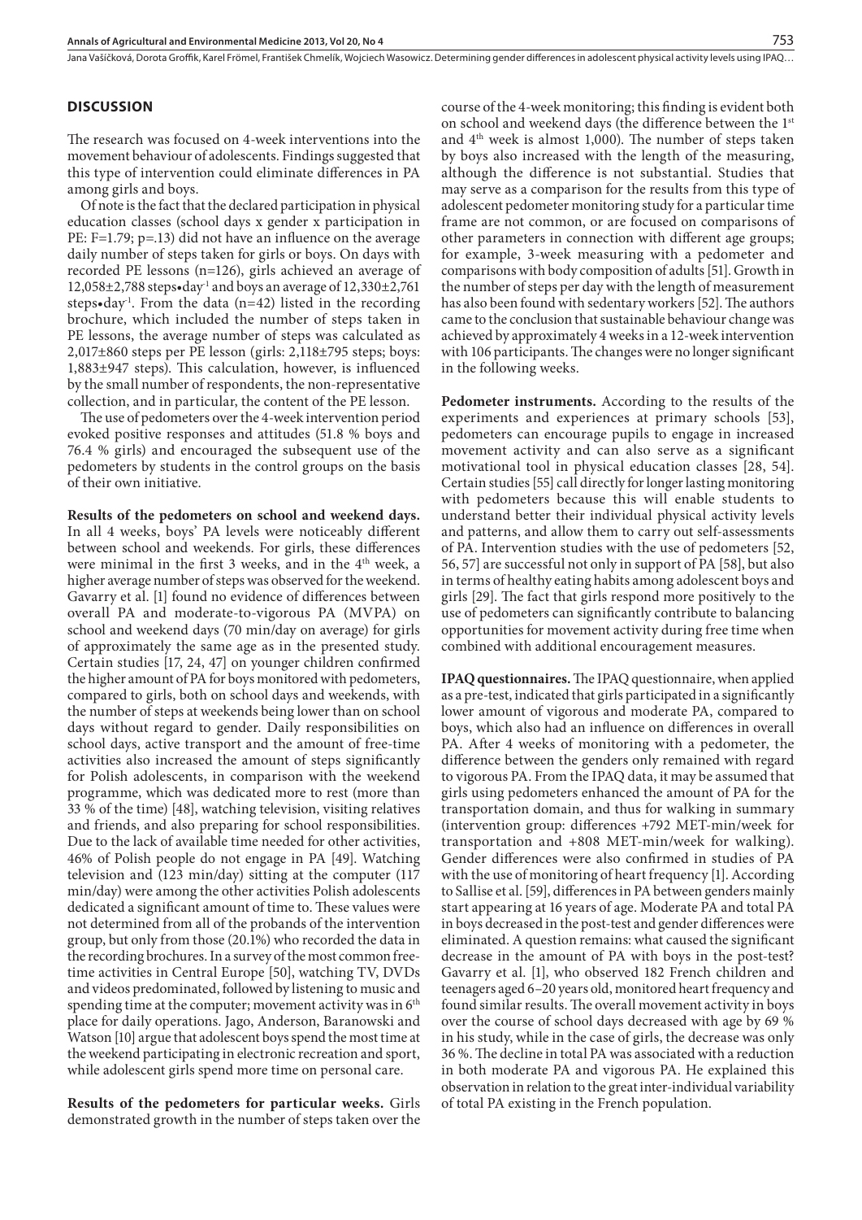## DISCUSSION

The research was focused on 4-week interventions into the movement behaviour of adolescents. Findings suggested that this type of intervention could eliminate differences in PA among girls and boys.

Of note is the fact that the declared participation in physical education classes (school days x gender x participation in PE: F=1.79; p=.13) did not have an influence on the average daily number of steps taken for girls or boys. On days with recorded PE lessons (n=126), girls achieved an average of 12,058±2,788 steps•day$^{-1}$ and boys an average of 12,330±2,761 steps•day$^{-1}$. From the data (n=42) listed in the recording brochure, which included the number of steps taken in PE lessons, the average number of steps was calculated as 2,017±860 steps per PE lesson (girls: 2,118±795 steps; boys: 1,883±947 steps). This calculation, however, is influenced by the small number of respondents, the non-representative collection, and in particular, the content of the PE lesson.

The use of pedometers over the 4-week intervention period evoked positive responses and attitudes (51.8 % boys and 76.4 % girls) and encouraged the subsequent use of the pedometers by students in the control groups on the basis of their own initiative.

**Results of the pedometers on school and weekend days.** In all 4 weeks, boys' PA levels were noticeably different between school and weekends. For girls, these differences were minimal in the first 3 weeks, and in the 4th week, a higher average number of steps was observed for the weekend. Gavarry et al. [1] found no evidence of differences between overall PA and moderate-to-vigorous PA (MVPA) on school and weekend days (70 min/day on average) for girls of approximately the same age as in the presented study. Certain studies [17, 24, 47] on younger children confirmed the higher amount of PA for boys monitored with pedometers, compared to girls, both on school days and weekends, with the number of steps at weekends being lower than on school days without regard to gender. Daily responsibilities on school days, active transport and the amount of free-time activities also increased the amount of steps significantly for Polish adolescents, in comparison with the weekend programme, which was dedicated more to rest (more than 33 % of the time) [48], watching television, visiting relatives and friends, and also preparing for school responsibilities. Due to the lack of available time needed for other activities, 46% of Polish people do not engage in PA [49]. Watching television and (123 min/day) sitting at the computer (117 min/day) were among the other activities Polish adolescents dedicated a significant amount of time to. These values were not determined from all of the probands of the intervention group, but only from those (20.1%) who recorded the data in the recording brochures. In a survey of the most common free-time activities in Central Europe [50], watching TV, DVDs and videos predominated, followed by listening to music and spending time at the computer; movement activity was in 6th place for daily operations. Jago, Anderson, Baranowski and Watson [10] argue that adolescent boys spend the most time at the weekend participating in electronic recreation and sport, while adolescent girls spend more time on personal care.

**Results of the pedometers for particular weeks.** Girls demonstrated growth in the number of steps taken over the course of the 4-week monitoring; this finding is evident both on school and weekend days (the difference between the 1st and 4th week is almost 1,000). The number of steps taken by boys also increased with the length of the measuring, although the difference is not substantial. Studies that may serve as a comparison for the results from this type of adolescent pedometer monitoring study for a particular time frame are not common, or are focused on comparisons of other parameters in connection with different age groups; for example, 3-week measuring with a pedometer and comparisons with body composition of adults [51]. Growth in the number of steps per day with the length of measurement has also been found with sedentary workers [52]. The authors came to the conclusion that sustainable behaviour change was achieved by approximately 4 weeks in a 12-week intervention with 106 participants. The changes were no longer significant in the following weeks.

**Pedometer instruments.** According to the results of the experiments and experiences at primary schools [53], pedometers can encourage pupils to engage in increased movement activity and can also serve as a significant motivational tool in physical education classes [28, 54]. Certain studies [55] call directly for longer lasting monitoring with pedometers because this will enable students to understand better their individual physical activity levels and patterns, and allow them to carry out self-assessments of PA. Intervention studies with the use of pedometers [52, 56, 57] are successful not only in support of PA [58], but also in terms of healthy eating habits among adolescent boys and girls [29]. The fact that girls respond more positively to the use of pedometers can significantly contribute to balancing opportunities for movement activity during free time when combined with additional encouragement measures.

**IPAQ questionnaires.** The IPAQ questionnaire, when applied as a pre-test, indicated that girls participated in a significantly lower amount of vigorous and moderate PA, compared to boys, which also had an influence on differences in overall PA. After 4 weeks of monitoring with a pedometer, the difference between the genders only remained with regard to vigorous PA. From the IPAQ data, it may be assumed that girls using pedometers enhanced the amount of PA for the transportation domain, and thus for walking in summary (intervention group: differences +792 MET-min/week for transportation and +808 MET-min/week for walking). Gender differences were also confirmed in studies of PA with the use of monitoring of heart frequency [1]. According to Sallise et al. [59], differences in PA between genders mainly start appearing at 16 years of age. Moderate PA and total PA in boys decreased in the post-test and gender differences were eliminated. A question remains: what caused the significant decrease in the amount of PA with boys in the post-test? Gavarry et al. [1], who observed 182 French children and teenagers aged 6–20 years old, monitored heart frequency and found similar results. The overall movement activity in boys over the course of school days decreased with age by 69 % in his study, while in the case of girls, the decrease was only 36 %. The decline in total PA was associated with a reduction in both moderate PA and vigorous PA. He explained this observation in relation to the great inter-individual variability of total PA existing in the French population.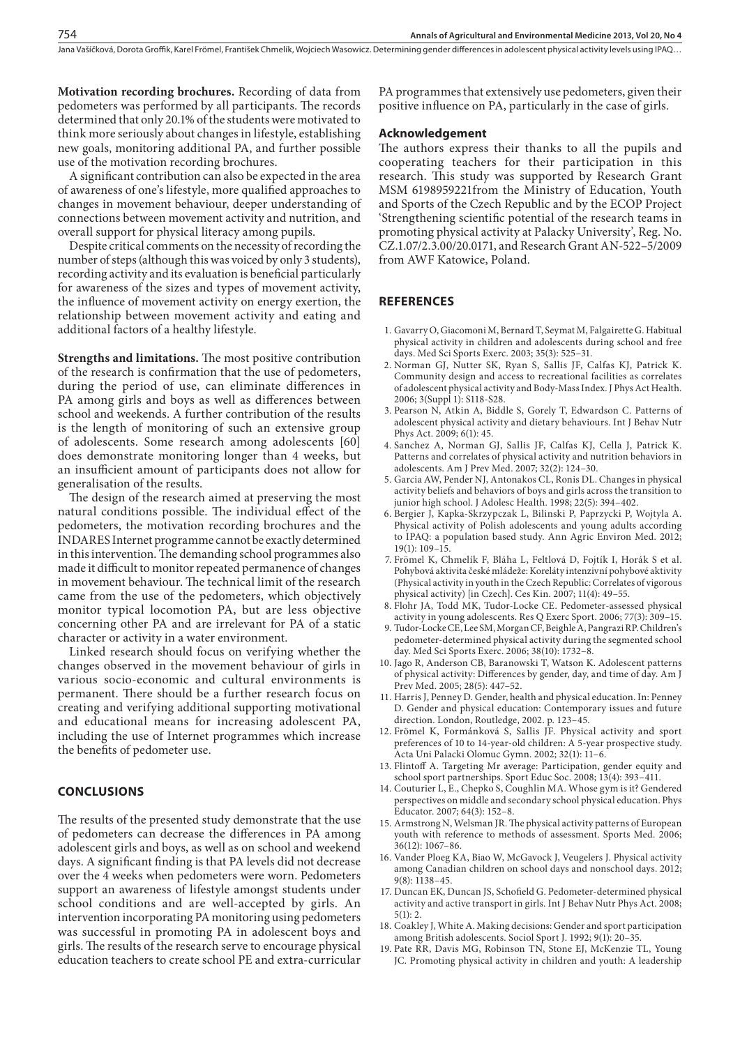**Motivation recording brochures.** Recording of data from pedometers was performed by all participants. The records determined that only 20.1% of the students were motivated to think more seriously about changes in lifestyle, establishing new goals, monitoring additional PA, and further possible use of the motivation recording brochures.

A significant contribution can also be expected in the area of awareness of one's lifestyle, more qualified approaches to changes in movement behaviour, deeper understanding of connections between movement activity and nutrition, and overall support for physical literacy among pupils.

Despite critical comments on the necessity of recording the number of steps (although this was voiced by only 3 students), recording activity and its evaluation is beneficial particularly for awareness of the sizes and types of movement activity, the influence of movement activity on energy exertion, the relationship between movement activity and eating and additional factors of a healthy lifestyle.

**Strengths and limitations.** The most positive contribution of the research is confirmation that the use of pedometers, during the period of use, can eliminate differences in PA among girls and boys as well as differences between school and weekends. A further contribution of the results is the length of monitoring of such an extensive group of adolescents. Some research among adolescents [60] does demonstrate monitoring longer than 4 weeks, but an insufficient amount of participants does not allow for generalisation of the results.

The design of the research aimed at preserving the most natural conditions possible. The individual effect of the pedometers, the motivation recording brochures and the INDARES Internet programme cannot be exactly determined in this intervention. The demanding school programmes also made it difficult to monitor repeated permanence of changes in movement behaviour. The technical limit of the research came from the use of the pedometers, which objectively monitor typical locomotion PA, but are less objective concerning other PA and are irrelevant for PA of a static character or activity in a water environment.

Linked research should focus on verifying whether the changes observed in the movement behaviour of girls in various socio-economic and cultural environments is permanent. There should be a further research focus on creating and verifying additional supporting motivational and educational means for increasing adolescent PA, including the use of Internet programmes which increase the benefits of pedometer use.

## CONCLUSIONS

The results of the presented study demonstrate that the use of pedometers can decrease the differences in PA among adolescent girls and boys, as well as on school and weekend days. A significant finding is that PA levels did not decrease over the 4 weeks when pedometers were worn. Pedometers support an awareness of lifestyle amongst students under school conditions and are well-accepted by girls. An intervention incorporating PA monitoring using pedometers was successful in promoting PA in adolescent boys and girls. The results of the research serve to encourage physical education teachers to create school PE and extra-curricular PA programmes that extensively use pedometers, given their positive influence on PA, particularly in the case of girls.

### Acknowledgement

The authors express their thanks to all the pupils and cooperating teachers for their participation in this research. This study was supported by Research Grant MSM 6198959221from the Ministry of Education, Youth and Sports of the Czech Republic and by the ECOP Project 'Strengthening scientific potential of the research teams in promoting physical activity at Palacky University', Reg. No. CZ.1.07/2.3.00/20.0171, and Research Grant AN-522–5/2009 from AWF Katowice, Poland.

## REFERENCES

1. Gavarry O, Giacomoni M, Bernard T, Seymat M, Falgairette G. Habitual physical activity in children and adolescents during school and free days. Med Sci Sports Exerc. 2003; 35(3): 525–31.
2. Norman GJ, Nutter SK, Ryan S, Sallis JF, Calfas KJ, Patrick K. Community design and access to recreational facilities as correlates of adolescent physical activity and Body-Mass Index. J Phys Act Health. 2006; 3(Suppl 1): S118-S28.
3. Pearson N, Atkin A, Biddle S, Gorely T, Edwardson C. Patterns of adolescent physical activity and dietary behaviours. Int J Behav Nutr Phys Act. 2009; 6(1): 45.
4. Sanchez A, Norman GJ, Sallis JF, Calfas KJ, Cella J, Patrick K. Patterns and correlates of physical activity and nutrition behaviors in adolescents. Am J Prev Med. 2007; 32(2): 124–30.
5. Garcia AW, Pender NJ, Antonakos CL, Ronis DL. Changes in physical activity beliefs and behaviors of boys and girls across the transition to junior high school. J Adolesc Health. 1998; 22(5): 394–402.
6. Bergier J, Kapka-Skrzypczak L, Bilinski P, Paprzycki P, Wojtyla A. Physical activity of Polish adolescents and young adults according to IPAQ: a population based study. Ann Agric Environ Med. 2012; 19(1): 109–15.
7. Frömel K, Chmelík F, Bláha L, Feltlová D, Fojtík I, Horák S et al. Pohybová aktivita české mládeže: Koreláty intenzivní pohybové aktivity (Physical activity in youth in the Czech Republic: Correlates of vigorous physical activity) [in Czech]. Ces Kin. 2007; 11(4): 49–55.
8. Flohr JA, Todd MK, Tudor-Locke CE. Pedometer-assessed physical activity in young adolescents. Res Q Exerc Sport. 2006; 77(3): 309–15.
9. Tudor-Locke CE, Lee SM, Morgan CF, Beighle A, Pangrazi RP. Children's pedometer-determined physical activity during the segmented school day. Med Sci Sports Exerc. 2006; 38(10): 1732–8.
10. Jago R, Anderson CB, Baranowski T, Watson K. Adolescent patterns of physical activity: Differences by gender, day, and time of day. Am J Prev Med. 2005; 28(5): 447–52.
11. Harris J, Penney D. Gender, health and physical education. In: Penney D. Gender and physical education: Contemporary issues and future direction. London, Routledge, 2002. p. 123–45.
12. Frömel K, Formánková S, Sallis JF. Physical activity and sport preferences of 10 to 14-year-old children: A 5-year prospective study. Acta Uni Palacki Olomuc Gymn. 2002; 32(1): 11–6.
13. Flintoff A. Targeting Mr average: Participation, gender equity and school sport partnerships. Sport Educ Soc. 2008; 13(4): 393–411.
14. Couturier L, E., Chepko S, Coughlin MA. Whose gym is it? Gendered perspectives on middle and secondary school physical education. Phys Educator. 2007; 64(3): 152–8.
15. Armstrong N, Welsman JR. The physical activity patterns of European youth with reference to methods of assessment. Sports Med. 2006; 36(12): 1067–86.
16. Vander Ploeg KA, Biao W, McGavock J, Veugelers J. Physical activity among Canadian children on school days and nonschool days. 2012; 9(8): 1138–45.
17. Duncan EK, Duncan JS, Schofield G. Pedometer-determined physical activity and active transport in girls. Int J Behav Nutr Phys Act. 2008; 5(1): 2.
18. Coakley J, White A. Making decisions: Gender and sport participation among British adolescents. Sociol Sport J. 1992; 9(1): 20–35.
19. Pate RR, Davis MG, Robinson TN, Stone EJ, McKenzie TL, Young JC. Promoting physical activity in children and youth: A leadership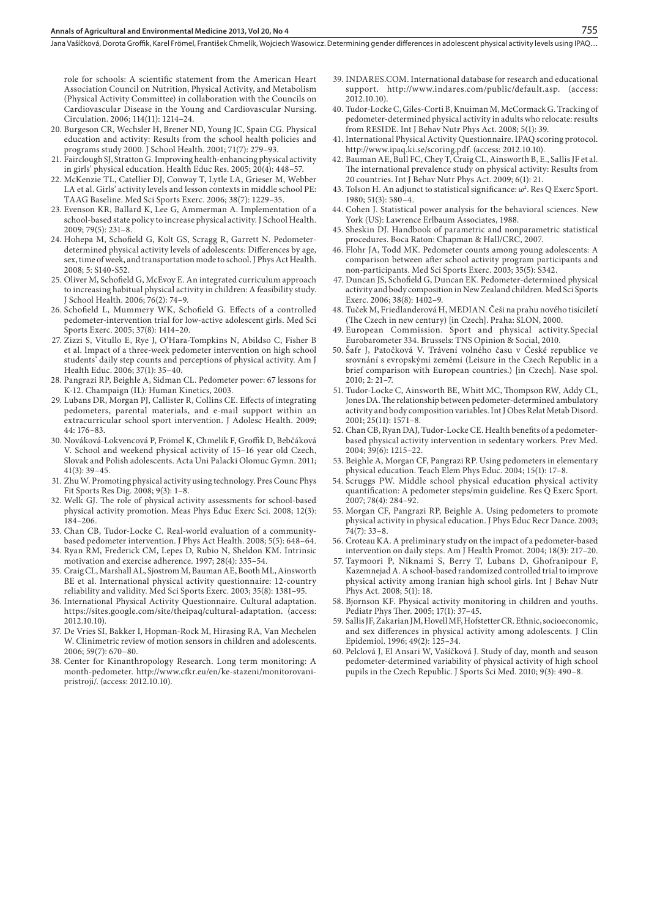role for schools: A scientific statement from the American Heart Association Council on Nutrition, Physical Activity, and Metabolism (Physical Activity Committee) in collaboration with the Councils on Cardiovascular Disease in the Young and Cardiovascular Nursing. Circulation. 2006; 114(11): 1214–24.

20. Burgeson CR, Wechsler H, Brener ND, Young JC, Spain CG. Physical education and activity: Results from the school health policies and programs study 2000. J School Health. 2001; 71(7): 279–93.
21. Fairclough SJ, Stratton G. Improving health-enhancing physical activity in girls' physical education. Health Educ Res. 2005; 20(4): 448–57.
22. McKenzie TL, Catellier DJ, Conway T, Lytle LA, Grieser M, Webber LA et al. Girls' activity levels and lesson contexts in middle school PE: TAAG Baseline. Med Sci Sports Exerc. 2006; 38(7): 1229–35.
23. Evenson KR, Ballard K, Lee G, Ammerman A. Implementation of a school-based state policy to increase physical activity. J School Health. 2009; 79(5): 231–8.
24. Hohepa M, Schofield G, Kolt GS, Scragg R, Garrett N. Pedometer-determined physical activity levels of adolescents: Differences by age, sex, time of week, and transportation mode to school. J Phys Act Health. 2008; 5: S140-S52.
25. Oliver M, Schofield G, McEvoy E. An integrated curriculum approach to increasing habitual physical activity in children: A feasibility study. J School Health. 2006; 76(2): 74–9.
26. Schofield L, Mummery WK, Schofield G. Effects of a controlled pedometer-intervention trial for low-active adolescent girls. Med Sci Sports Exerc. 2005; 37(8): 1414–20.
27. Zizzi S, Vitullo E, Rye J, O'Hara-Tompkins N, Abildso C, Fisher B et al. Impact of a three-week pedometer intervention on high school students' daily step counts and perceptions of physical activity. Am J Health Educ. 2006; 37(1): 35–40.
28. Pangrazi RP, Beighle A, Sidman CL. Pedometer power: 67 lessons for K-12. Champaign (IL): Human Kinetics, 2003.
29. Lubans DR, Morgan PJ, Callister R, Collins CE. Effects of integrating pedometers, parental materials, and e-mail support within an extracurricular school sport intervention. J Adolesc Health. 2009; 44: 176–83.
30. Nováková-Lokvencová P, Frömel K, Chmelík F, Groffik D, Bebčáková V. School and weekend physical activity of 15–16 year old Czech, Slovak and Polish adolescents. Acta Uni Palacki Olomuc Gymn. 2011; 41(3): 39–45.
31. Zhu W. Promoting physical activity using technology. Pres Counc Phys Fit Sports Res Dig. 2008; 9(3): 1–8.
32. Welk GJ. The role of physical activity assessments for school-based physical activity promotion. Meas Phys Educ Exerc Sci. 2008; 12(3): 184–206.
33. Chan CB, Tudor-Locke C. Real-world evaluation of a community-based pedometer intervention. J Phys Act Health. 2008; 5(5): 648–64.
34. Ryan RM, Frederick CM, Lepes D, Rubio N, Sheldon KM. Intrinsic motivation and exercise adherence. 1997; 28(4): 335–54.
35. Craig CL, Marshall AL, Sjostrom M, Bauman AE, Booth ML, Ainsworth BE et al. International physical activity questionnaire: 12-country reliability and validity. Med Sci Sports Exerc. 2003; 35(8): 1381–95.
36. International Physical Activity Questionnaire. Cultural adaptation. https://sites.google.com/site/theipaq/cultural-adaptation. (access: 2012.10.10).
37. De Vries SI, Bakker I, Hopman-Rock M, Hirasing RA, Van Mechelen W. Clinimetric review of motion sensors in children and adolescents. 2006; 59(7): 670–80.
38. Center for Kinanthropology Research. Long term monitoring: A month-pedometer. http://www.cfkr.eu/en/ke-stazeni/monitorovani-pristroji/. (access: 2012.10.10).
39. INDARES.COM. International database for research and educational support. http://www.indares.com/public/default.asp. (access: 2012.10.10).
40. Tudor-Locke C, Giles-Corti B, Knuiman M, McCormack G. Tracking of pedometer-determined physical activity in adults who relocate: results from RESIDE. Int J Behav Nutr Phys Act. 2008; 5(1): 39.
41. International Physical Activity Questionnaire. IPAQ scoring protocol. http://www.ipaq.ki.se/scoring.pdf. (access: 2012.10.10).
42. Bauman AE, Bull FC, Chey T, Craig CL, Ainsworth B, E., Sallis JF et al. The international prevalence study on physical activity: Results from 20 countries. Int J Behav Nutr Phys Act. 2009; 6(1): 21.
43. Tolson H. An adjunct to statistical significance: $\omega^2$. Res Q Exerc Sport. 1980; 51(3): 580–4.
44. Cohen J. Statistical power analysis for the behavioral sciences. New York (US): Lawrence Erlbaum Associates, 1988.
45. Sheskin DJ. Handbook of parametric and nonparametric statistical procedures. Boca Raton: Chapman & Hall/CRC, 2007.
46. Flohr JA, Todd MK. Pedometer counts among young adolescents: A comparison between after school activity program participants and non-participants. Med Sci Sports Exerc. 2003; 35(5): S342.
47. Duncan JS, Schofield G, Duncan EK. Pedometer-determined physical activity and body composition in New Zealand children. Med Sci Sports Exerc. 2006; 38(8): 1402–9.
48. Tuček M, Friedlanderová H, MEDIAN. Češi na prahu nového tisíciletí (The Czech in new century) [in Czech]. Praha: SLON, 2000.
49. European Commission. Sport and physical activity.Special Eurobarometer 334. Brussels: TNS Opinion & Social, 2010.
50. Šafr J, Patočková V. Trávení volného času v České republice ve srovnání s evropskými zeměmi (Leisure in the Czech Republic in a brief comparison with European countries.) [in Czech]. Nase spol. 2010; 2: 21–7.
51. Tudor-Locke C, Ainsworth BE, Whitt MC, Thompson RW, Addy CL, Jones DA. The relationship between pedometer-determined ambulatory activity and body composition variables. Int J Obes Relat Metab Disord. 2001; 25(11): 1571–8.
52. Chan CB, Ryan DAJ, Tudor-Locke CE. Health benefits of a pedometer-based physical activity intervention in sedentary workers. Prev Med. 2004; 39(6): 1215–22.
53. Beighle A, Morgan CF, Pangrazi RP. Using pedometers in elementary physical education. Teach Elem Phys Educ. 2004; 15(1): 17–8.
54. Scruggs PW. Middle school physical education physical activity quantification: A pedometer steps/min guideline. Res Q Exerc Sport. 2007; 78(4): 284–92.
55. Morgan CF, Pangrazi RP, Beighle A. Using pedometers to promote physical activity in physical education. J Phys Educ Recr Dance. 2003; 74(7): 33–8.
56. Croteau KA. A preliminary study on the impact of a pedometer-based intervention on daily steps. Am J Health Promot. 2004; 18(3): 217–20.
57. Taymoori P, Niknami S, Berry T, Lubans D, Ghofranipour F, Kazemnejad A. A school-based randomized controlled trial to improve physical activity among Iranian high school girls. Int J Behav Nutr Phys Act. 2008; 5(1): 18.
58. Bjornson KF. Physical activity monitoring in children and youths. Pediatr Phys Ther. 2005; 17(1): 37–45.
59. Sallis JF, Zakarian JM, Hovell MF, Hofstetter CR. Ethnic, socioeconomic, and sex differences in physical activity among adolescents. J Clin Epidemiol. 1996; 49(2): 125–34.
60. Pelclová J, El Ansari W, Vašíčková J. Study of day, month and season pedometer-determined variability of physical activity of high school pupils in the Czech Republic. J Sports Sci Med. 2010; 9(3): 490–8.